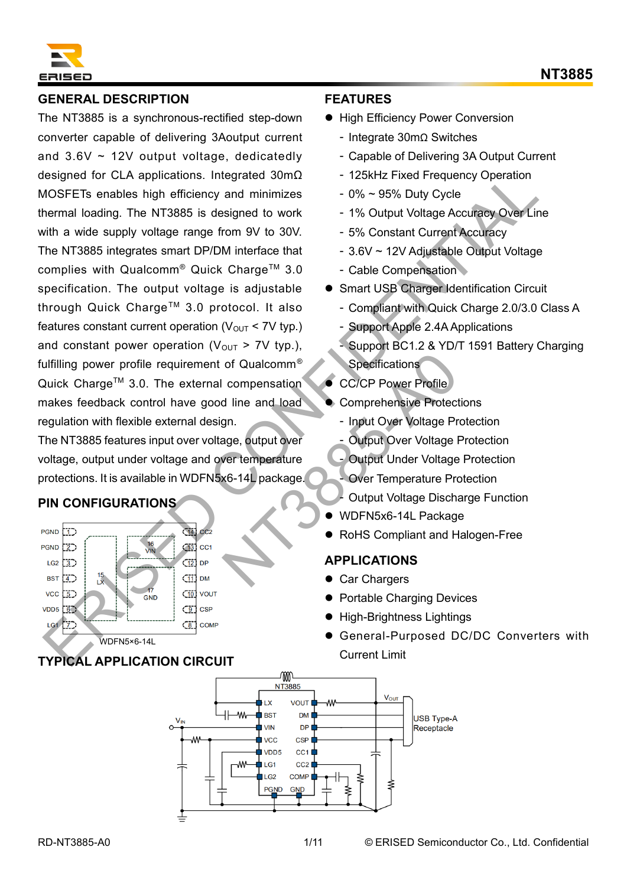# NT3885

## GENERAL DESCRIPTION

The NT3885 is a synchronous-rectified step-down converter capable of delivering 3Aoutput current and 3.6V ~ 12V output voltage, dedicatedly designed for CLA applications. Integrated 30mΩ MOSFETs enables high efficiency and minimizes thermal loading. The NT3885 is designed to work with a wide supply voltage range from 9V to 30V. The NT3885 integrates smart DP/DM interface that complies with Qualcomm® Quick Charge™ 3.0 specification. The output voltage is adjustable through Quick Charge™ 3.0 protocol. It also features constant current operation ($V_{OUT}$ < 7V typ.) and constant power operation ($V_{OUT}$ > 7V typ.), fulfilling power profile requirement of Qualcomm® Quick Charge™ 3.0. The external compensation makes feedback control have good line and load regulation with flexible external design.

The NT3885 features input over voltage, output over voltage, output under voltage and over temperature protections. It is available in WDFN5x6-14L package.

## PIN CONFIGURATIONS

| Pin | Name | | Pin | Name |
|---|---|---|---|---|
| 1 | PGND | | 14 | CC2 |
| 2 | PGND | | 13 | CC1 |
| 3 | LG2 | | 12 | DP |
| 4 | BST | | 11 | DM |
| 5 | VCC | | 10 | VOUT |
| 6 | VDD5 | | 9 | CSP |
| 7 | LG1 | | 8 | COMP |

Exposed pads: 15 LX, 16 VIN, 17 GND

WDFN5×6-14L

## TYPICAL APPLICATION CIRCUIT

## FEATURES

- High Efficiency Power Conversion
  - Integrate 30mΩ Switches
  - Capable of Delivering 3A Output Current
  - 125kHz Fixed Frequency Operation
  - 0% ~ 95% Duty Cycle
  - 1% Output Voltage Accuracy Over Line
  - 5% Constant Current Accuracy
  - 3.6V ~ 12V Adjustable Output Voltage
  - Cable Compensation
- Smart USB Charger Identification Circuit
  - Compliant with Quick Charge 2.0/3.0 Class A
  - Support Apple 2.4A Applications
  - Support BC1.2 & YD/T 1591 Battery Charging Specifications
- CC/CP Power Profile
- Comprehensive Protections
  - Input Over Voltage Protection
  - Output Over Voltage Protection
  - Output Under Voltage Protection
  - Over Temperature Protection
  - Output Voltage Discharge Function
- WDFN5x6-14L Package
- RoHS Compliant and Halogen-Free

## APPLICATIONS

- Car Chargers
- Portable Charging Devices
- High-Brightness Lightings
- General-Purposed DC/DC Converters with Current Limit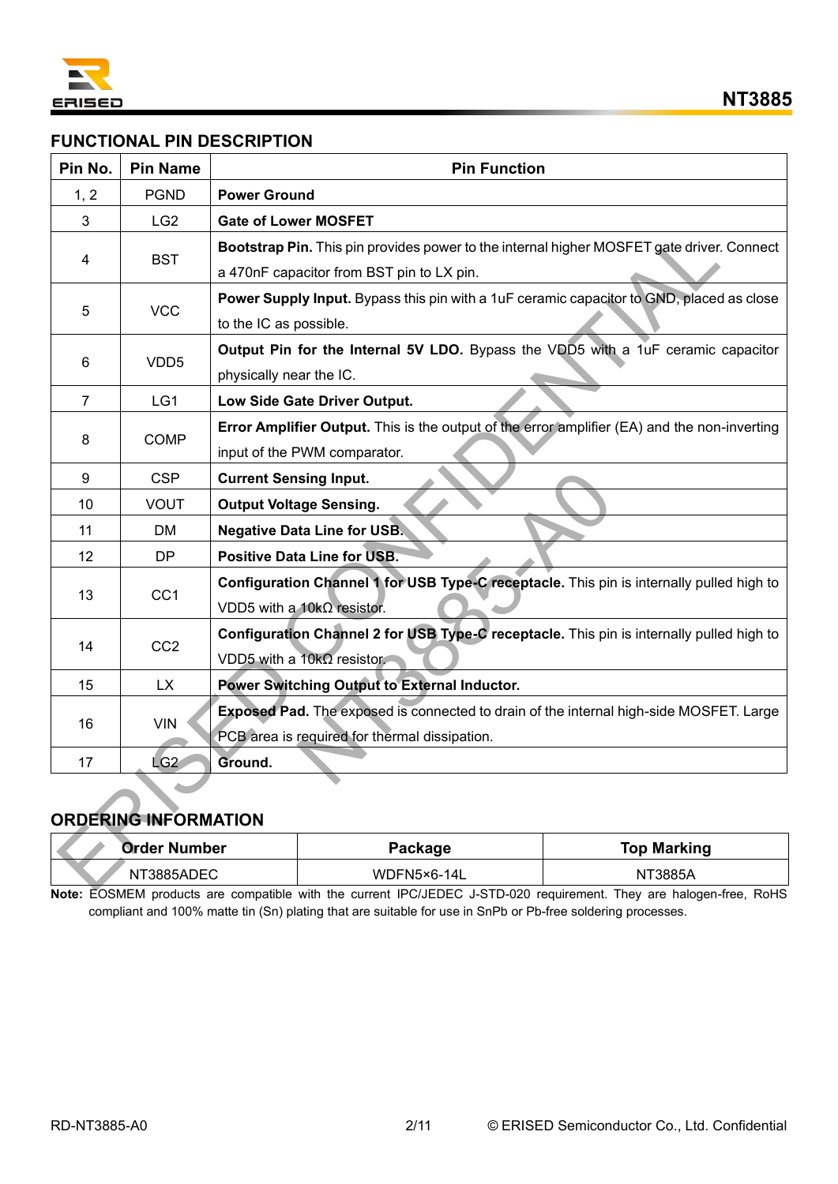## FUNCTIONAL PIN DESCRIPTION

| Pin No. | Pin Name | Pin Function |
|---|---|---|
| 1, 2 | PGND | **Power Ground** |
| 3 | LG2 | **Gate of Lower MOSFET** |
| 4 | BST | **Bootstrap Pin.** This pin provides power to the internal higher MOSFET gate driver. Connect a 470nF capacitor from BST pin to LX pin. |
| 5 | VCC | **Power Supply Input.** Bypass this pin with a 1uF ceramic capacitor to GND, placed as close to the IC as possible. |
| 6 | VDD5 | **Output Pin for the Internal 5V LDO.** Bypass the VDD5 with a 1uF ceramic capacitor physically near the IC. |
| 7 | LG1 | **Low Side Gate Driver Output.** |
| 8 | COMP | **Error Amplifier Output.** This is the output of the error amplifier (EA) and the non-inverting input of the PWM comparator. |
| 9 | CSP | **Current Sensing Input.** |
| 10 | VOUT | **Output Voltage Sensing.** |
| 11 | DM | **Negative Data Line for USB.** |
| 12 | DP | **Positive Data Line for USB.** |
| 13 | CC1 | **Configuration Channel 1 for USB Type-C receptacle.** This pin is internally pulled high to VDD5 with a 10kΩ resistor. |
| 14 | CC2 | **Configuration Channel 2 for USB Type-C receptacle.** This pin is internally pulled high to VDD5 with a 10kΩ resistor. |
| 15 | LX | **Power Switching Output to External Inductor.** |
| 16 | VIN | **Exposed Pad.** The exposed is connected to drain of the internal high-side MOSFET. Large PCB area is required for thermal dissipation. |
| 17 | LG2 | **Ground.** |

## ORDERING INFORMATION

| Order Number | Package | Top Marking |
|---|---|---|
| NT3885ADEC | WDFN5×6-14L | NT3885A |

**Note:** EOSMEM products are compatible with the current IPC/JEDEC J-STD-020 requirement. They are halogen-free, RoHS compliant and 100% matte tin (Sn) plating that are suitable for use in SnPb or Pb-free soldering processes.